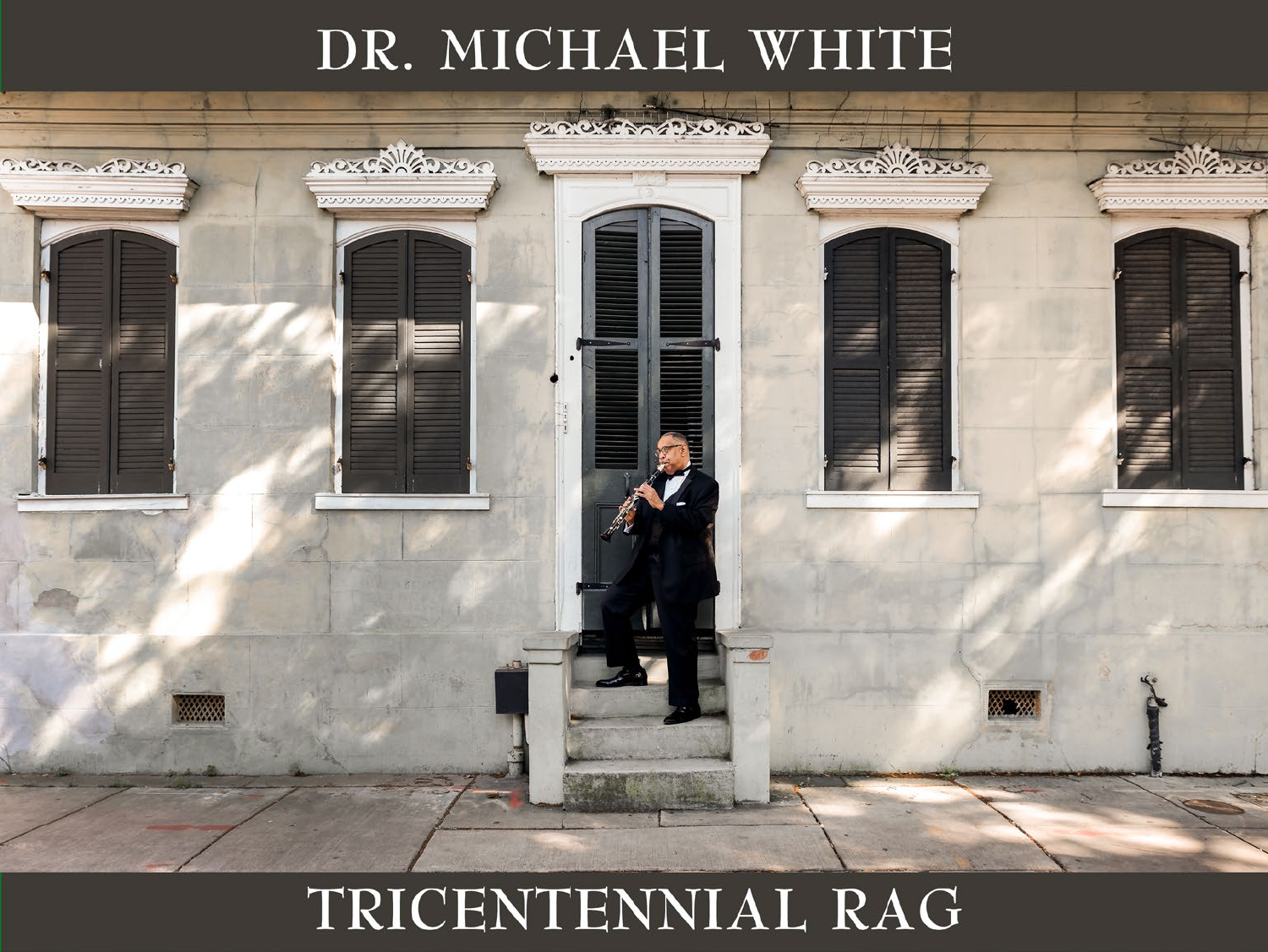# DR. MICHAEL WHITE

# TRICENTENNIAL RAG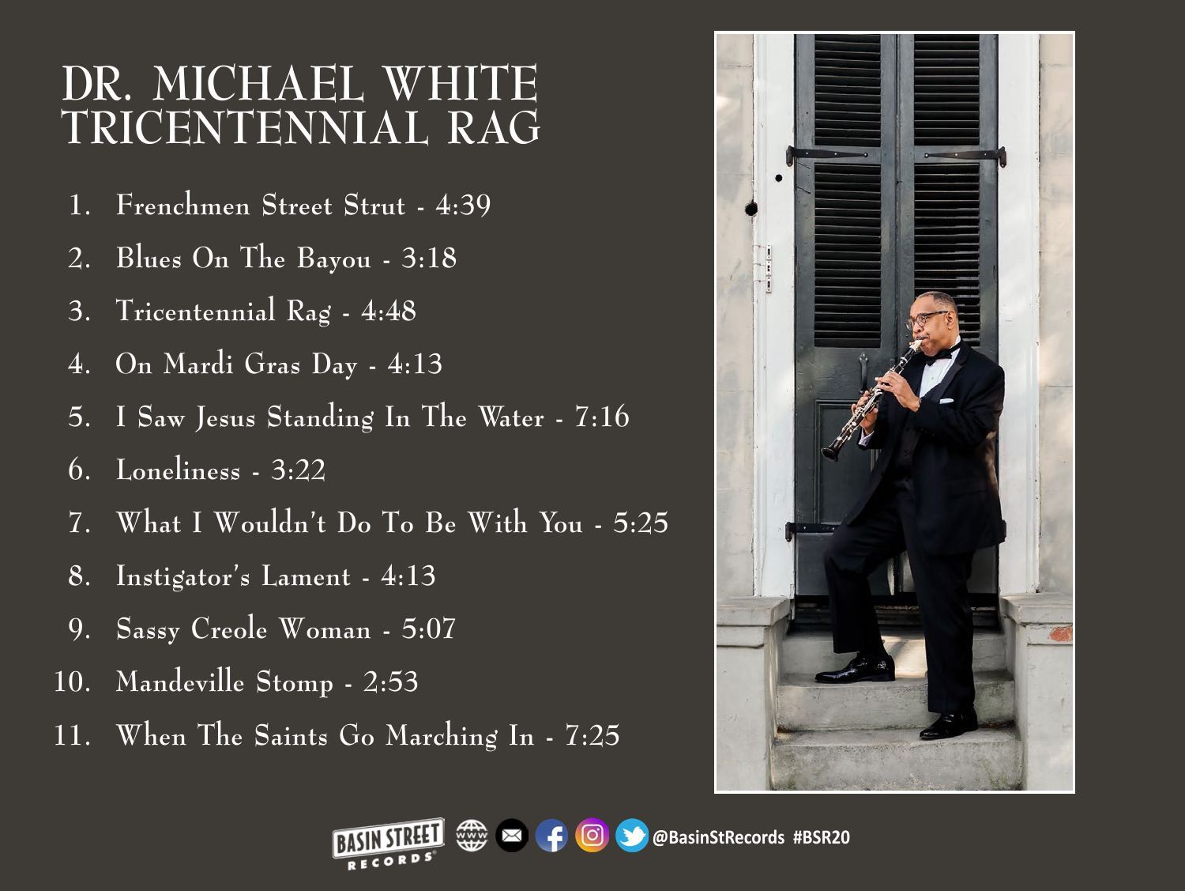# DR. MICHAEL WHITE TRICENTENNIAL RAG

1. Frenchmen Street Strut - 4:39
2. Blues On The Bayou - 3:18
3. Tricentennial Rag - 4:48
4. On Mardi Gras Day - 4:13
5. I Saw Jesus Standing In The Water - 7:16
6. Loneliness - 3:22
7. What I Wouldn't Do To Be With You - 5:25
8. Instigator's Lament - 4:13
9. Sassy Creole Woman - 5:07
10. Mandeville Stomp - 2:53
11. When The Saints Go Marching In - 7:25

BASIN STREET RECORDS @BasinStRecords #BSR20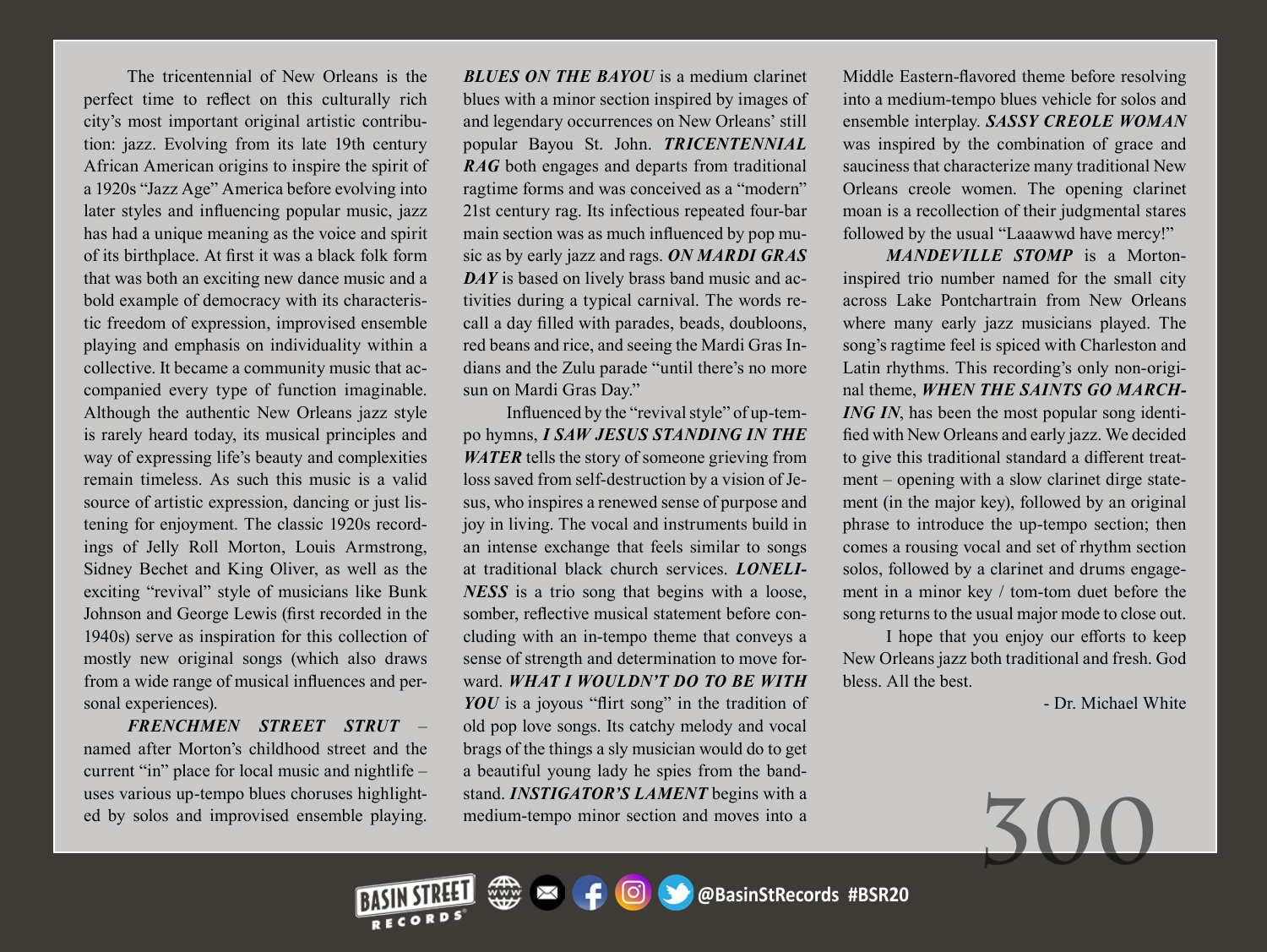The tricentennial of New Orleans is the perfect time to reflect on this culturally rich city's most important original artistic contribution: jazz. Evolving from its late 19th century African American origins to inspire the spirit of a 1920s "Jazz Age" America before evolving into later styles and influencing popular music, jazz has had a unique meaning as the voice and spirit of its birthplace. At first it was a black folk form that was both an exciting new dance music and a bold example of democracy with its characteristic freedom of expression, improvised ensemble playing and emphasis on individuality within a collective. It became a community music that accompanied every type of function imaginable. Although the authentic New Orleans jazz style is rarely heard today, its musical principles and way of expressing life's beauty and complexities remain timeless. As such this music is a valid source of artistic expression, dancing or just listening for enjoyment. The classic 1920s recordings of Jelly Roll Morton, Louis Armstrong, Sidney Bechet and King Oliver, as well as the exciting "revival" style of musicians like Bunk Johnson and George Lewis (first recorded in the 1940s) serve as inspiration for this collection of mostly new original songs (which also draws from a wide range of musical influences and personal experiences).

***FRENCHMEN STREET STRUT*** – named after Morton's childhood street and the current "in" place for local music and nightlife – uses various up-tempo blues choruses highlighted by solos and improvised ensemble playing. ***BLUES ON THE BAYOU*** is a medium clarinet blues with a minor section inspired by images of and legendary occurrences on New Orleans' still popular Bayou St. John. ***TRICENTENNIAL RAG*** both engages and departs from traditional ragtime forms and was conceived as a "modern" 21st century rag. Its infectious repeated four-bar main section was as much influenced by pop music as by early jazz and rags. ***ON MARDI GRAS DAY*** is based on lively brass band music and activities during a typical carnival. The words recall a day filled with parades, beads, doubloons, red beans and rice, and seeing the Mardi Gras Indians and the Zulu parade "until there's no more sun on Mardi Gras Day."

Influenced by the "revival style" of up-tempo hymns, ***I SAW JESUS STANDING IN THE WATER*** tells the story of someone grieving from loss saved from self-destruction by a vision of Jesus, who inspires a renewed sense of purpose and joy in living. The vocal and instruments build in an intense exchange that feels similar to songs at traditional black church services. ***LONELINESS*** is a trio song that begins with a loose, somber, reflective musical statement before concluding with an in-tempo theme that conveys a sense of strength and determination to move forward. ***WHAT I WOULDN'T DO TO BE WITH YOU*** is a joyous "flirt song" in the tradition of old pop love songs. Its catchy melody and vocal brags of the things a sly musician would do to get a beautiful young lady he spies from the bandstand. ***INSTIGATOR'S LAMENT*** begins with a medium-tempo minor section and moves into a Middle Eastern-flavored theme before resolving into a medium-tempo blues vehicle for solos and ensemble interplay. ***SASSY CREOLE WOMAN*** was inspired by the combination of grace and sauciness that characterize many traditional New Orleans creole women. The opening clarinet moan is a recollection of their judgmental stares followed by the usual "Laaawwd have mercy!"

***MANDEVILLE STOMP*** is a Morton-inspired trio number named for the small city across Lake Pontchartrain from New Orleans where many early jazz musicians played. The song's ragtime feel is spiced with Charleston and Latin rhythms. This recording's only non-original theme, ***WHEN THE SAINTS GO MARCHING IN***, has been the most popular song identified with New Orleans and early jazz. We decided to give this traditional standard a different treatment – opening with a slow clarinet dirge statement (in the major key), followed by an original phrase to introduce the up-tempo section; then comes a rousing vocal and set of rhythm section solos, followed by a clarinet and drums engagement in a minor key / tom-tom duet before the song returns to the usual major mode to close out.

I hope that you enjoy our efforts to keep New Orleans jazz both traditional and fresh. God bless. All the best.

- Dr. Michael White

300

BASIN STREET RECORDS @BasinStRecords #BSR20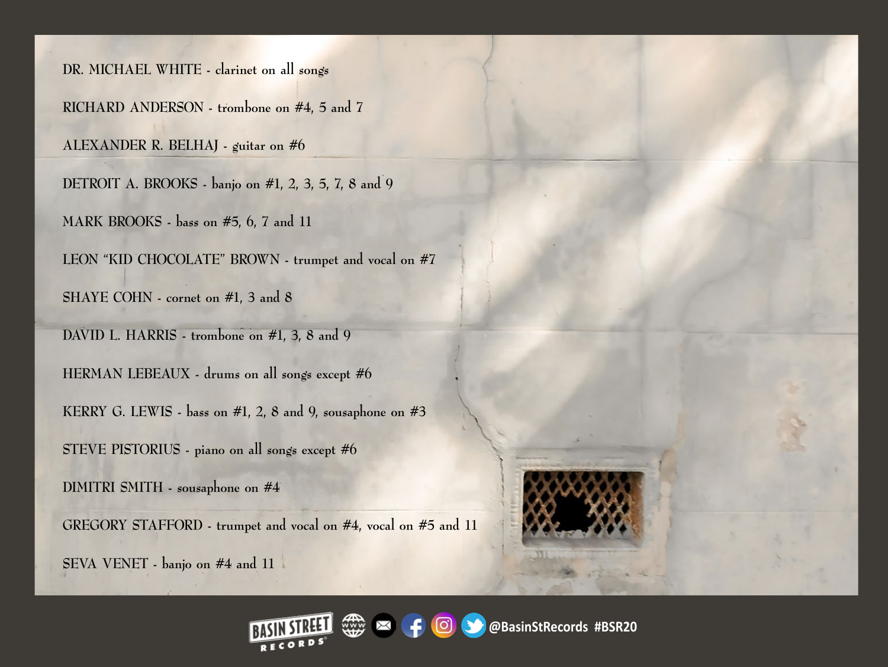DR. MICHAEL WHITE - clarinet on all songs

RICHARD ANDERSON - trombone on #4, 5 and 7

ALEXANDER R. BELHAJ - guitar on #6

DETROIT A. BROOKS - banjo on #1, 2, 3, 5, 7, 8 and 9

MARK BROOKS - bass on #5, 6, 7 and 11

LEON "KID CHOCOLATE" BROWN - trumpet and vocal on #7

SHAYE COHN - cornet on #1, 3 and 8

DAVID L. HARRIS - trombone on #1, 3, 8 and 9

HERMAN LEBEAUX - drums on all songs except #6

KERRY G. LEWIS - bass on #1, 2, 8 and 9, sousaphone on #3

STEVE PISTORIUS - piano on all songs except #6

DIMITRI SMITH - sousaphone on #4

GREGORY STAFFORD - trumpet and vocal on #4, vocal on #5 and 11

SEVA VENET - banjo on #4 and 11

BASIN STREET RECORDS @BasinStRecords #BSR20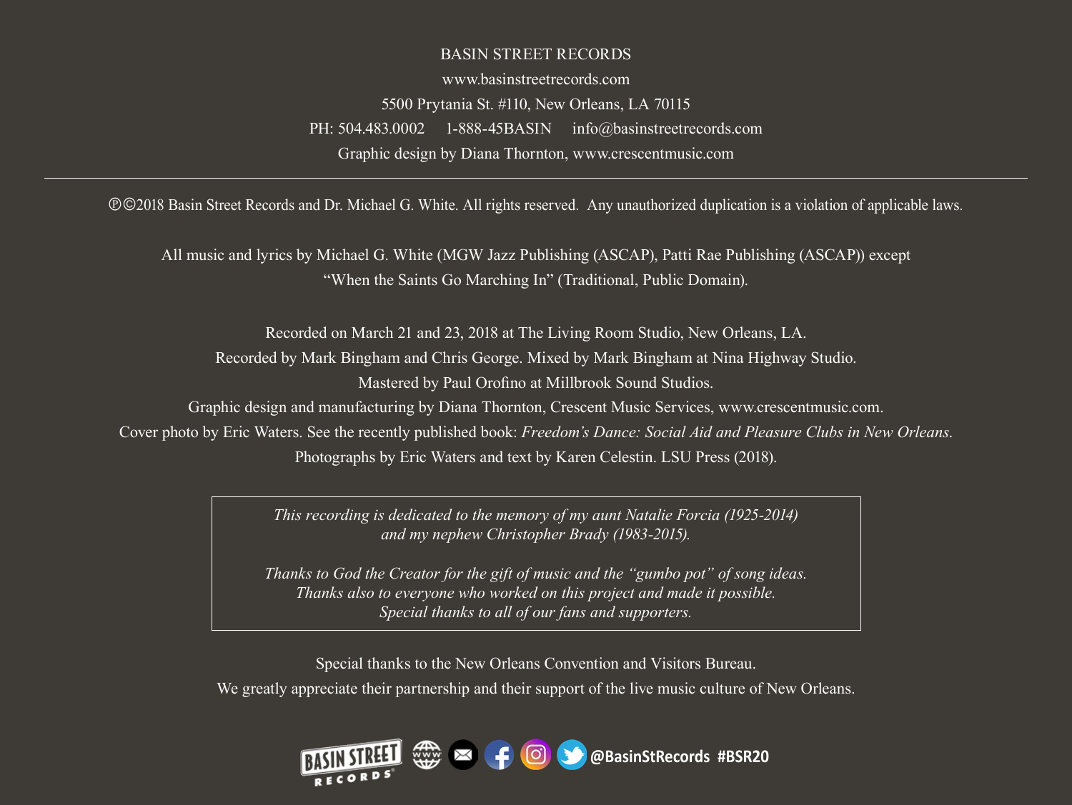BASIN STREET RECORDS

www.basinstreetrecords.com

5500 Prytania St. #110, New Orleans, LA 70115

PH: 504.483.0002 1-888-45BASIN info@basinstreetrecords.com

Graphic design by Diana Thornton, www.crescentmusic.com

---

℗©2018 Basin Street Records and Dr. Michael G. White. All rights reserved. Any unauthorized duplication is a violation of applicable laws.

All music and lyrics by Michael G. White (MGW Jazz Publishing (ASCAP), Patti Rae Publishing (ASCAP)) except "When the Saints Go Marching In" (Traditional, Public Domain).

Recorded on March 21 and 23, 2018 at The Living Room Studio, New Orleans, LA.
Recorded by Mark Bingham and Chris George. Mixed by Mark Bingham at Nina Highway Studio.
Mastered by Paul Orofino at Millbrook Sound Studios.
Graphic design and manufacturing by Diana Thornton, Crescent Music Services, www.crescentmusic.com.
Cover photo by Eric Waters. See the recently published book: *Freedom's Dance: Social Aid and Pleasure Clubs in New Orleans*.
Photographs by Eric Waters and text by Karen Celestin. LSU Press (2018).

*This recording is dedicated to the memory of my aunt Natalie Forcia (1925-2014) and my nephew Christopher Brady (1983-2015).*

*Thanks to God the Creator for the gift of music and the "gumbo pot" of song ideas.
Thanks also to everyone who worked on this project and made it possible.
Special thanks to all of our fans and supporters.*

Special thanks to the New Orleans Convention and Visitors Bureau.
We greatly appreciate their partnership and their support of the live music culture of New Orleans.

BASIN STREET RECORDS @BasinStRecords #BSR20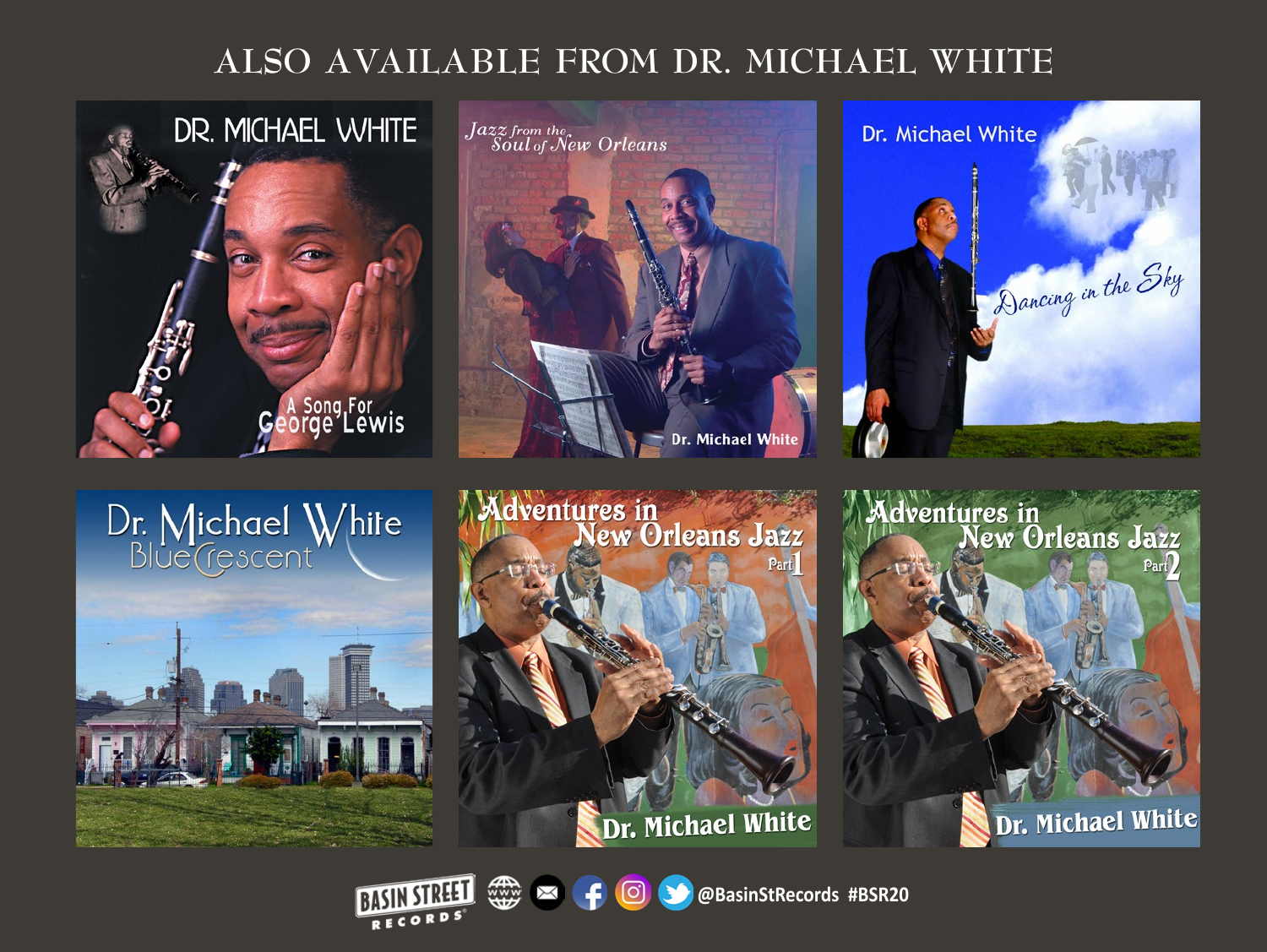# ALSO AVAILABLE FROM DR. MICHAEL WHITE

DR. MICHAEL WHITE
A Song For George Lewis

Jazz from the Soul of New Orleans
Dr. Michael White

Dr. Michael White
Dancing in the Sky

Dr. Michael White
Blue Crescent

Adventures in New Orleans Jazz Part 1
Dr. Michael White

Adventures in New Orleans Jazz Part 2
Dr. Michael White

BASIN STREET RECORDS @BasinStRecords #BSR20